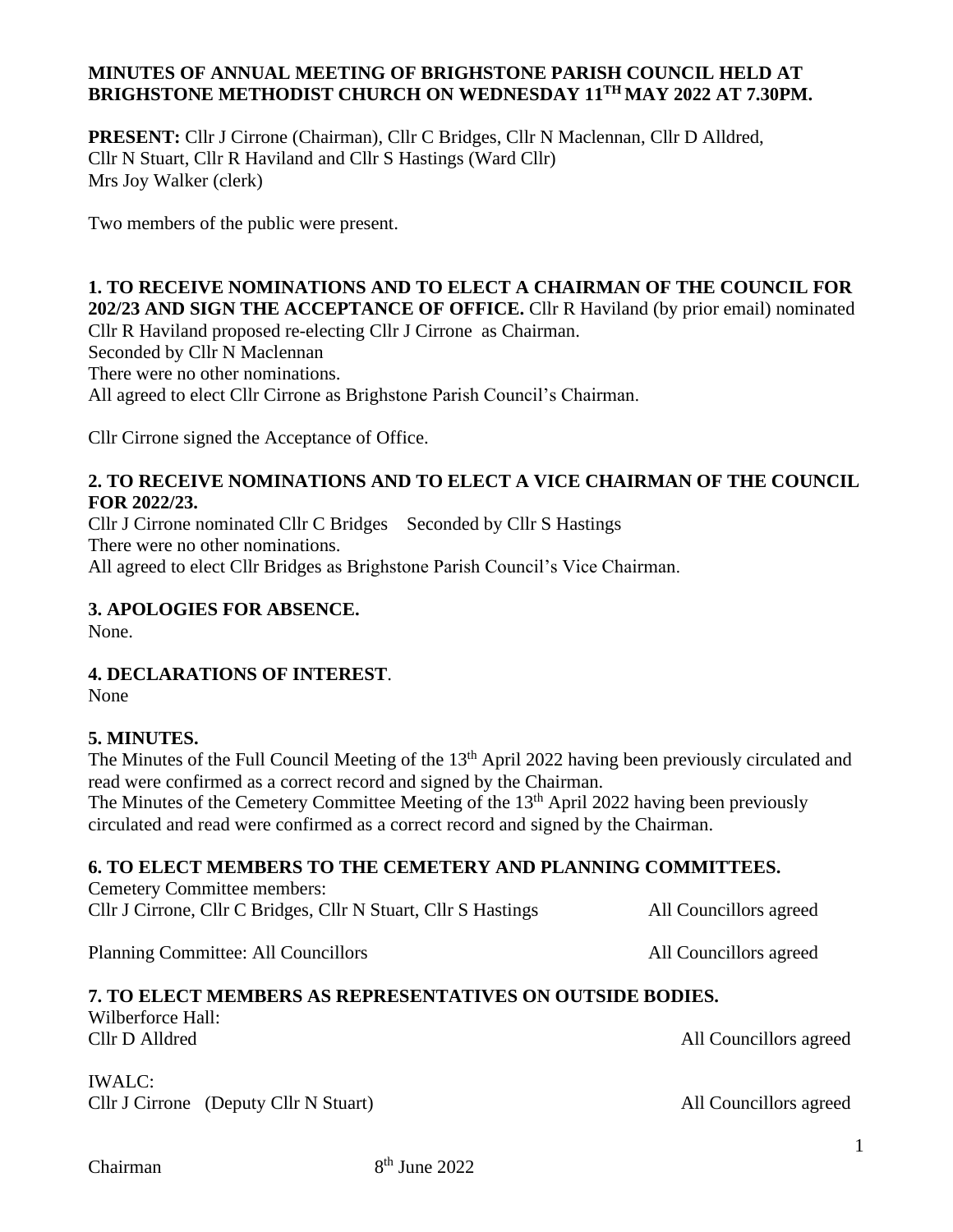**MINUTES OF ANNUAL MEETING OF BRIGHSTONE PARISH COUNCIL HELD AT BRIGHSTONE METHODIST CHURCH ON WEDNESDAY 11TH MAY 2022 AT 7.30PM.**

**PRESENT:** Cllr J Cirrone (Chairman), Cllr C Bridges, Cllr N Maclennan, Cllr D Alldred, Cllr N Stuart, Cllr R Haviland and Cllr S Hastings (Ward Cllr)
Mrs Joy Walker (clerk)

Two members of the public were present.

**1. TO RECEIVE NOMINATIONS AND TO ELECT A CHAIRMAN OF THE COUNCIL FOR 202/23 AND SIGN THE ACCEPTANCE OF OFFICE.** Cllr R Haviland (by prior email) nominated
Cllr R Haviland proposed re-electing Cllr J Cirrone as Chairman.
Seconded by Cllr N Maclennan
There were no other nominations.
All agreed to elect Cllr Cirrone as Brighstone Parish Council's Chairman.

Cllr Cirrone signed the Acceptance of Office.

**2. TO RECEIVE NOMINATIONS AND TO ELECT A VICE CHAIRMAN OF THE COUNCIL FOR 2022/23.**
Cllr J Cirrone nominated Cllr C Bridges Seconded by Cllr S Hastings
There were no other nominations.
All agreed to elect Cllr Bridges as Brighstone Parish Council's Vice Chairman.

**3. APOLOGIES FOR ABSENCE.**
None.

**4. DECLARATIONS OF INTEREST**.
None

**5. MINUTES.**
The Minutes of the Full Council Meeting of the 13th April 2022 having been previously circulated and read were confirmed as a correct record and signed by the Chairman.
The Minutes of the Cemetery Committee Meeting of the 13th April 2022 having been previously circulated and read were confirmed as a correct record and signed by the Chairman.

**6. TO ELECT MEMBERS TO THE CEMETERY AND PLANNING COMMITTEES.**
Cemetery Committee members:
Cllr J Cirrone, Cllr C Bridges, Cllr N Stuart, Cllr S Hastings — All Councillors agreed

Planning Committee: All Councillors — All Councillors agreed

**7. TO ELECT MEMBERS AS REPRESENTATIVES ON OUTSIDE BODIES.**
Wilberforce Hall:
Cllr D Alldred — All Councillors agreed

IWALC:
Cllr J Cirrone (Deputy Cllr N Stuart) — All Councillors agreed

Chairman 8th June 2022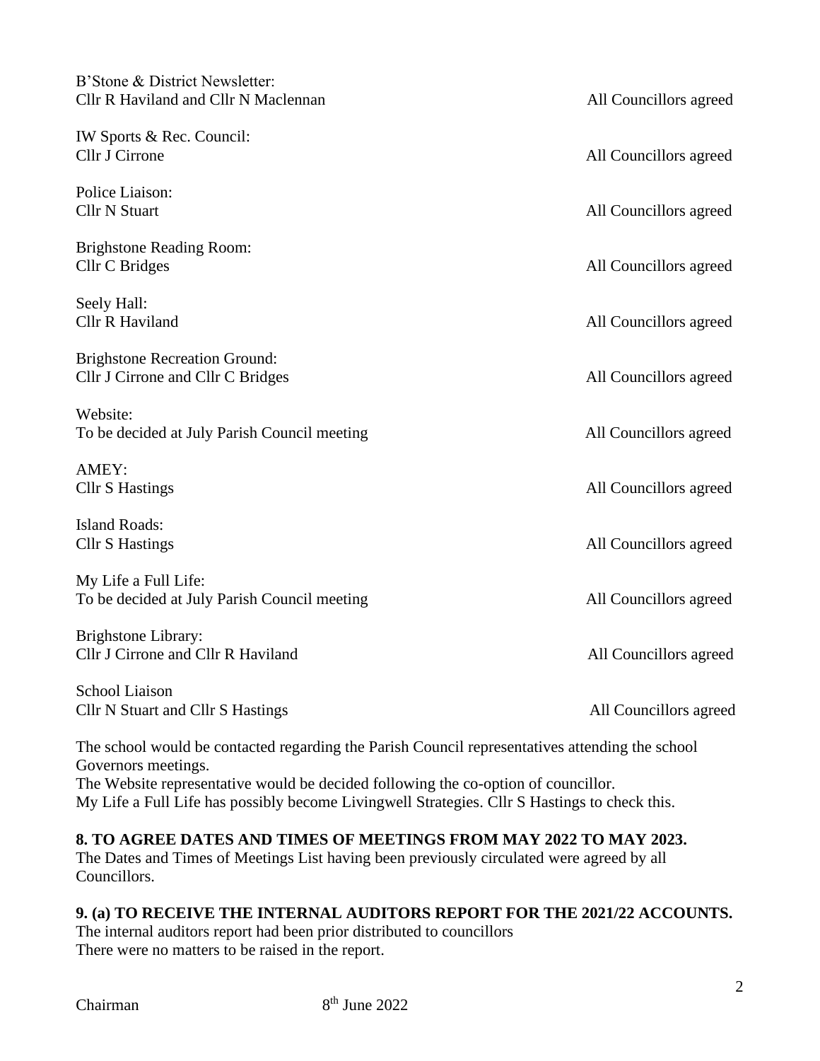B'Stone & District Newsletter:
Cllr R Haviland and Cllr N Maclennan — All Councillors agreed

IW Sports & Rec. Council:
Cllr J Cirrone — All Councillors agreed

Police Liaison:
Cllr N Stuart — All Councillors agreed

Brighstone Reading Room:
Cllr C Bridges — All Councillors agreed

Seely Hall:
Cllr R Haviland — All Councillors agreed

Brighstone Recreation Ground:
Cllr J Cirrone and Cllr C Bridges — All Councillors agreed

Website:
To be decided at July Parish Council meeting — All Councillors agreed

AMEY:
Cllr S Hastings — All Councillors agreed

Island Roads:
Cllr S Hastings — All Councillors agreed

My Life a Full Life:
To be decided at July Parish Council meeting — All Councillors agreed

Brighstone Library:
Cllr J Cirrone and Cllr R Haviland — All Councillors agreed

School Liaison
Cllr N Stuart and Cllr S Hastings — All Councillors agreed

The school would be contacted regarding the Parish Council representatives attending the school Governors meetings.
The Website representative would be decided following the co-option of councillor.
My Life a Full Life has possibly become Livingwell Strategies. Cllr S Hastings to check this.

**8. TO AGREE DATES AND TIMES OF MEETINGS FROM MAY 2022 TO MAY 2023.**
The Dates and Times of Meetings List having been previously circulated were agreed by all Councillors.

**9. (a) TO RECEIVE THE INTERNAL AUDITORS REPORT FOR THE 2021/22 ACCOUNTS.**
The internal auditors report had been prior distributed to councillors
There were no matters to be raised in the report.

Chairman 8th June 2022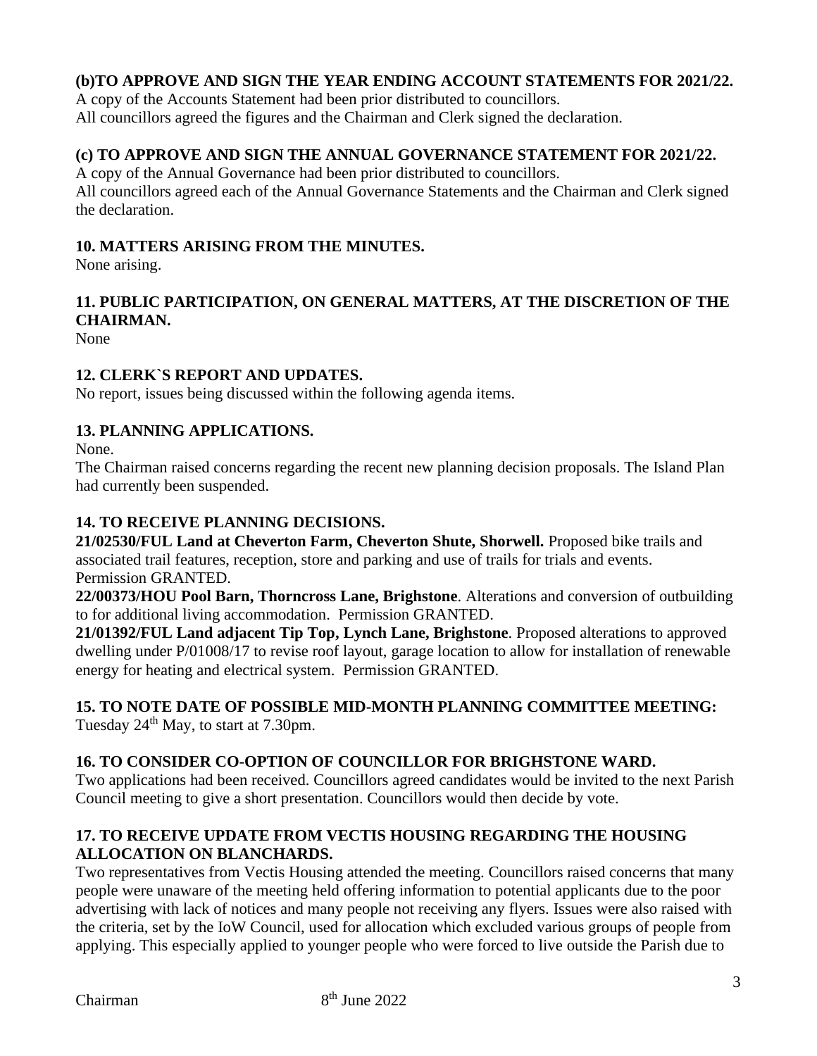**(b)TO APPROVE AND SIGN THE YEAR ENDING ACCOUNT STATEMENTS FOR 2021/22.**
A copy of the Accounts Statement had been prior distributed to councillors.
All councillors agreed the figures and the Chairman and Clerk signed the declaration.

**(c) TO APPROVE AND SIGN THE ANNUAL GOVERNANCE STATEMENT FOR 2021/22.**
A copy of the Annual Governance had been prior distributed to councillors.
All councillors agreed each of the Annual Governance Statements and the Chairman and Clerk signed the declaration.

**10. MATTERS ARISING FROM THE MINUTES.**
None arising.

**11. PUBLIC PARTICIPATION, ON GENERAL MATTERS, AT THE DISCRETION OF THE CHAIRMAN.**
None

**12. CLERK`S REPORT AND UPDATES.**
No report, issues being discussed within the following agenda items.

**13. PLANNING APPLICATIONS.**
None.
The Chairman raised concerns regarding the recent new planning decision proposals. The Island Plan had currently been suspended.

**14. TO RECEIVE PLANNING DECISIONS.**
**21/02530/FUL Land at Cheverton Farm, Cheverton Shute, Shorwell.** Proposed bike trails and associated trail features, reception, store and parking and use of trails for trials and events. Permission GRANTED.
**22/00373/HOU Pool Barn, Thorncross Lane, Brighstone**. Alterations and conversion of outbuilding to for additional living accommodation. Permission GRANTED.
**21/01392/FUL Land adjacent Tip Top, Lynch Lane, Brighstone**. Proposed alterations to approved dwelling under P/01008/17 to revise roof layout, garage location to allow for installation of renewable energy for heating and electrical system. Permission GRANTED.

**15. TO NOTE DATE OF POSSIBLE MID-MONTH PLANNING COMMITTEE MEETING:**
Tuesday 24th May, to start at 7.30pm.

**16. TO CONSIDER CO-OPTION OF COUNCILLOR FOR BRIGHSTONE WARD.**
Two applications had been received. Councillors agreed candidates would be invited to the next Parish Council meeting to give a short presentation. Councillors would then decide by vote.

**17. TO RECEIVE UPDATE FROM VECTIS HOUSING REGARDING THE HOUSING ALLOCATION ON BLANCHARDS.**
Two representatives from Vectis Housing attended the meeting. Councillors raised concerns that many people were unaware of the meeting held offering information to potential applicants due to the poor advertising with lack of notices and many people not receiving any flyers. Issues were also raised with the criteria, set by the IoW Council, used for allocation which excluded various groups of people from applying. This especially applied to younger people who were forced to live outside the Parish due to

Chairman 8th June 2022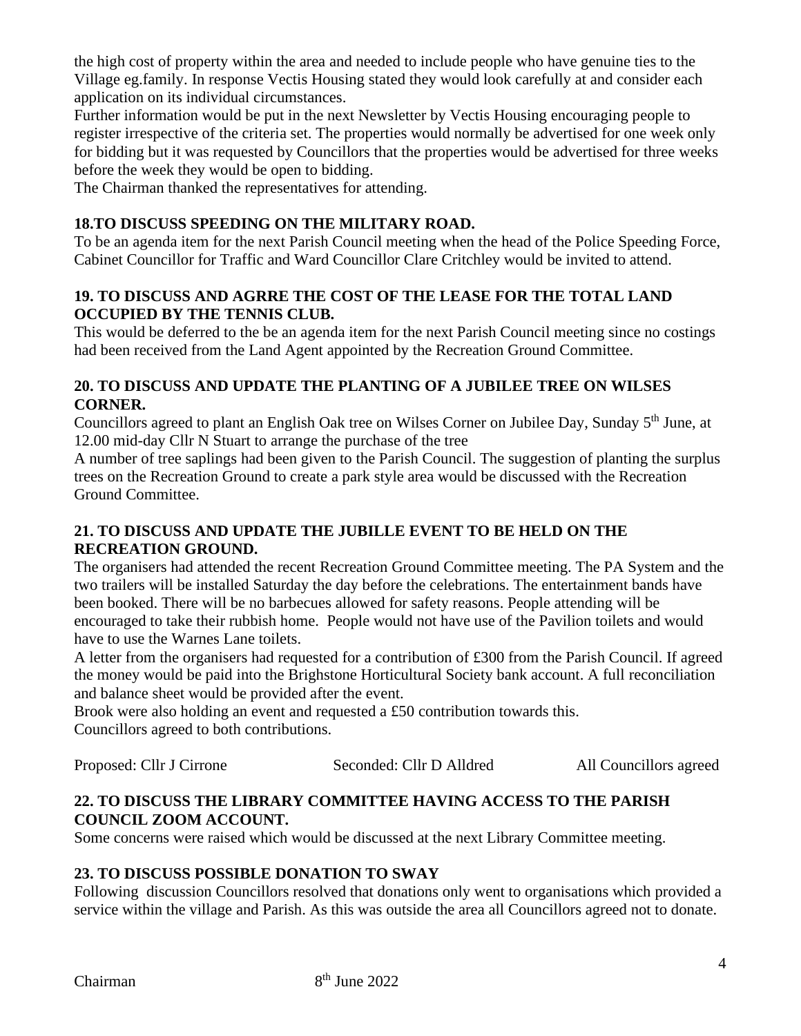the high cost of property within the area and needed to include people who have genuine ties to the Village eg.family. In response Vectis Housing stated they would look carefully at and consider each application on its individual circumstances.

Further information would be put in the next Newsletter by Vectis Housing encouraging people to register irrespective of the criteria set. The properties would normally be advertised for one week only for bidding but it was requested by Councillors that the properties would be advertised for three weeks before the week they would be open to bidding.

The Chairman thanked the representatives for attending.

**18.TO DISCUSS SPEEDING ON THE MILITARY ROAD.**

To be an agenda item for the next Parish Council meeting when the head of the Police Speeding Force, Cabinet Councillor for Traffic and Ward Councillor Clare Critchley would be invited to attend.

**19. TO DISCUSS AND AGRRE THE COST OF THE LEASE FOR THE TOTAL LAND OCCUPIED BY THE TENNIS CLUB.**

This would be deferred to the be an agenda item for the next Parish Council meeting since no costings had been received from the Land Agent appointed by the Recreation Ground Committee.

**20. TO DISCUSS AND UPDATE THE PLANTING OF A JUBILEE TREE ON WILSES CORNER.**

Councillors agreed to plant an English Oak tree on Wilses Corner on Jubilee Day, Sunday 5th June, at 12.00 mid-day Cllr N Stuart to arrange the purchase of the tree

A number of tree saplings had been given to the Parish Council. The suggestion of planting the surplus trees on the Recreation Ground to create a park style area would be discussed with the Recreation Ground Committee.

**21. TO DISCUSS AND UPDATE THE JUBILLE EVENT TO BE HELD ON THE RECREATION GROUND.**

The organisers had attended the recent Recreation Ground Committee meeting. The PA System and the two trailers will be installed Saturday the day before the celebrations. The entertainment bands have been booked. There will be no barbecues allowed for safety reasons. People attending will be encouraged to take their rubbish home. People would not have use of the Pavilion toilets and would have to use the Warnes Lane toilets.

A letter from the organisers had requested for a contribution of £300 from the Parish Council. If agreed the money would be paid into the Brighstone Horticultural Society bank account. A full reconciliation and balance sheet would be provided after the event.

Brook were also holding an event and requested a £50 contribution towards this.

Councillors agreed to both contributions.

Proposed: Cllr J Cirrone Seconded: Cllr D Alldred All Councillors agreed

**22. TO DISCUSS THE LIBRARY COMMITTEE HAVING ACCESS TO THE PARISH COUNCIL ZOOM ACCOUNT.**

Some concerns were raised which would be discussed at the next Library Committee meeting.

**23. TO DISCUSS POSSIBLE DONATION TO SWAY**

Following discussion Councillors resolved that donations only went to organisations which provided a service within the village and Parish. As this was outside the area all Councillors agreed not to donate.

Chairman 8th June 2022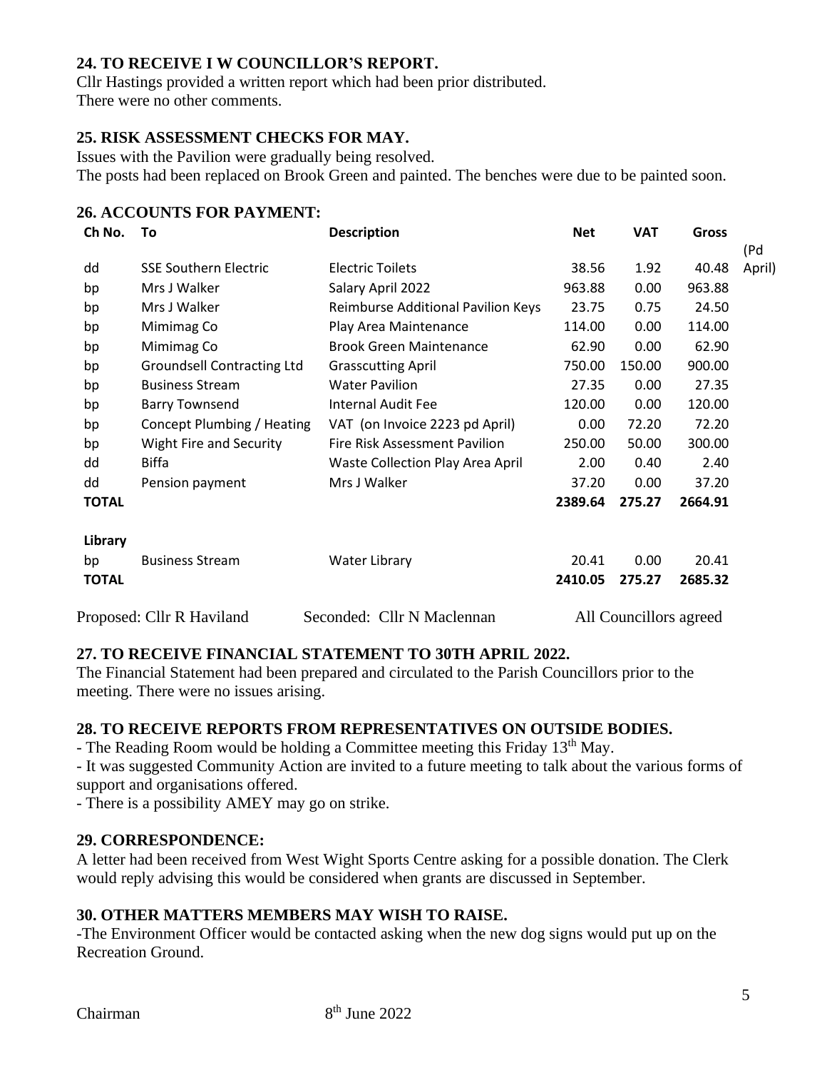## 24. TO RECEIVE I W COUNCILLOR'S REPORT.

Cllr Hastings provided a written report which had been prior distributed.
There were no other comments.

## 25. RISK ASSESSMENT CHECKS FOR MAY.

Issues with the Pavilion were gradually being resolved.
The posts had been replaced on Brook Green and painted. The benches were due to be painted soon.

## 26. ACCOUNTS FOR PAYMENT:

| Ch No. | To | Description | Net | VAT | Gross | |
|---|---|---|---|---|---|---|
| dd | SSE Southern Electric | Electric Toilets | 38.56 | 1.92 | 40.48 | (Pd April) |
| bp | Mrs J Walker | Salary April 2022 | 963.88 | 0.00 | 963.88 | |
| bp | Mrs J Walker | Reimburse Additional Pavilion Keys | 23.75 | 0.75 | 24.50 | |
| bp | Mimimag Co | Play Area Maintenance | 114.00 | 0.00 | 114.00 | |
| bp | Mimimag Co | Brook Green Maintenance | 62.90 | 0.00 | 62.90 | |
| bp | Groundsell Contracting Ltd | Grasscutting April | 750.00 | 150.00 | 900.00 | |
| bp | Business Stream | Water Pavilion | 27.35 | 0.00 | 27.35 | |
| bp | Barry Townsend | Internal Audit Fee | 120.00 | 0.00 | 120.00 | |
| bp | Concept Plumbing / Heating | VAT (on Invoice 2223 pd April) | 0.00 | 72.20 | 72.20 | |
| bp | Wight Fire and Security | Fire Risk Assessment Pavilion | 250.00 | 50.00 | 300.00 | |
| dd | Biffa | Waste Collection Play Area April | 2.00 | 0.40 | 2.40 | |
| dd | Pension payment | Mrs J Walker | 37.20 | 0.00 | 37.20 | |
| **TOTAL** | | | **2389.64** | **275.27** | **2664.91** | |
| **Library** | | | | | | |
| bp | Business Stream | Water Library | 20.41 | 0.00 | 20.41 | |
| **TOTAL** | | | **2410.05** | **275.27** | **2685.32** | |

Proposed: Cllr R Haviland Seconded: Cllr N Maclennan All Councillors agreed

## 27. TO RECEIVE FINANCIAL STATEMENT TO 30TH APRIL 2022.

The Financial Statement had been prepared and circulated to the Parish Councillors prior to the meeting. There were no issues arising.

## 28. TO RECEIVE REPORTS FROM REPRESENTATIVES ON OUTSIDE BODIES.

- The Reading Room would be holding a Committee meeting this Friday 13th May.
- It was suggested Community Action are invited to a future meeting to talk about the various forms of support and organisations offered.
- There is a possibility AMEY may go on strike.

## 29. CORRESPONDENCE:

A letter had been received from West Wight Sports Centre asking for a possible donation. The Clerk would reply advising this would be considered when grants are discussed in September.

## 30. OTHER MATTERS MEMBERS MAY WISH TO RAISE.

-The Environment Officer would be contacted asking when the new dog signs would put up on the Recreation Ground.

Chairman 8th June 2022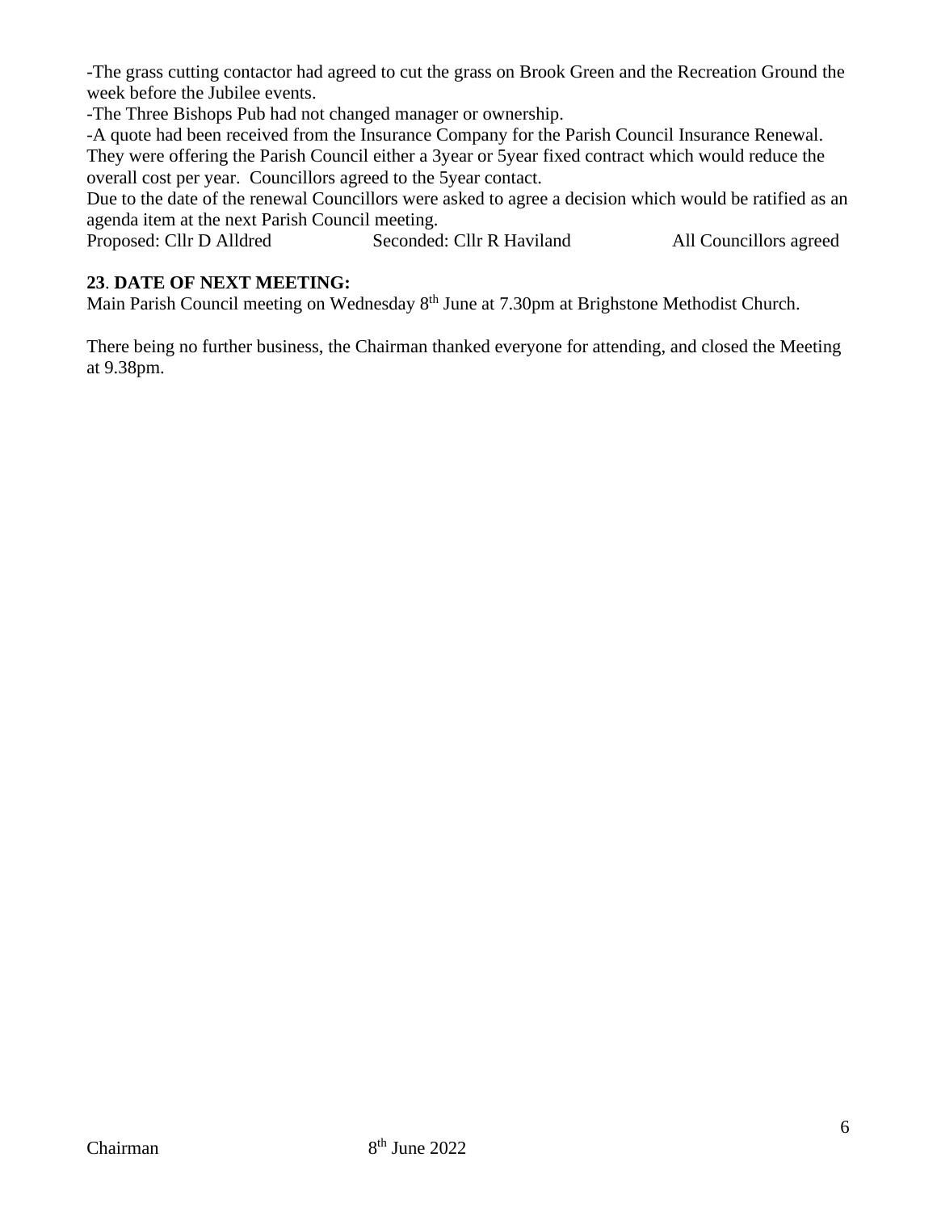-The grass cutting contactor had agreed to cut the grass on Brook Green and the Recreation Ground the week before the Jubilee events.

-The Three Bishops Pub had not changed manager or ownership.

-A quote had been received from the Insurance Company for the Parish Council Insurance Renewal. They were offering the Parish Council either a 3year or 5year fixed contract which would reduce the overall cost per year. Councillors agreed to the 5year contact.

Due to the date of the renewal Councillors were asked to agree a decision which would be ratified as an agenda item at the next Parish Council meeting.

Proposed: Cllr D Alldred Seconded: Cllr R Haviland All Councillors agreed

**23**. **DATE OF NEXT MEETING:**

Main Parish Council meeting on Wednesday 8th June at 7.30pm at Brighstone Methodist Church.

There being no further business, the Chairman thanked everyone for attending, and closed the Meeting at 9.38pm.

Chairman 8th June 2022